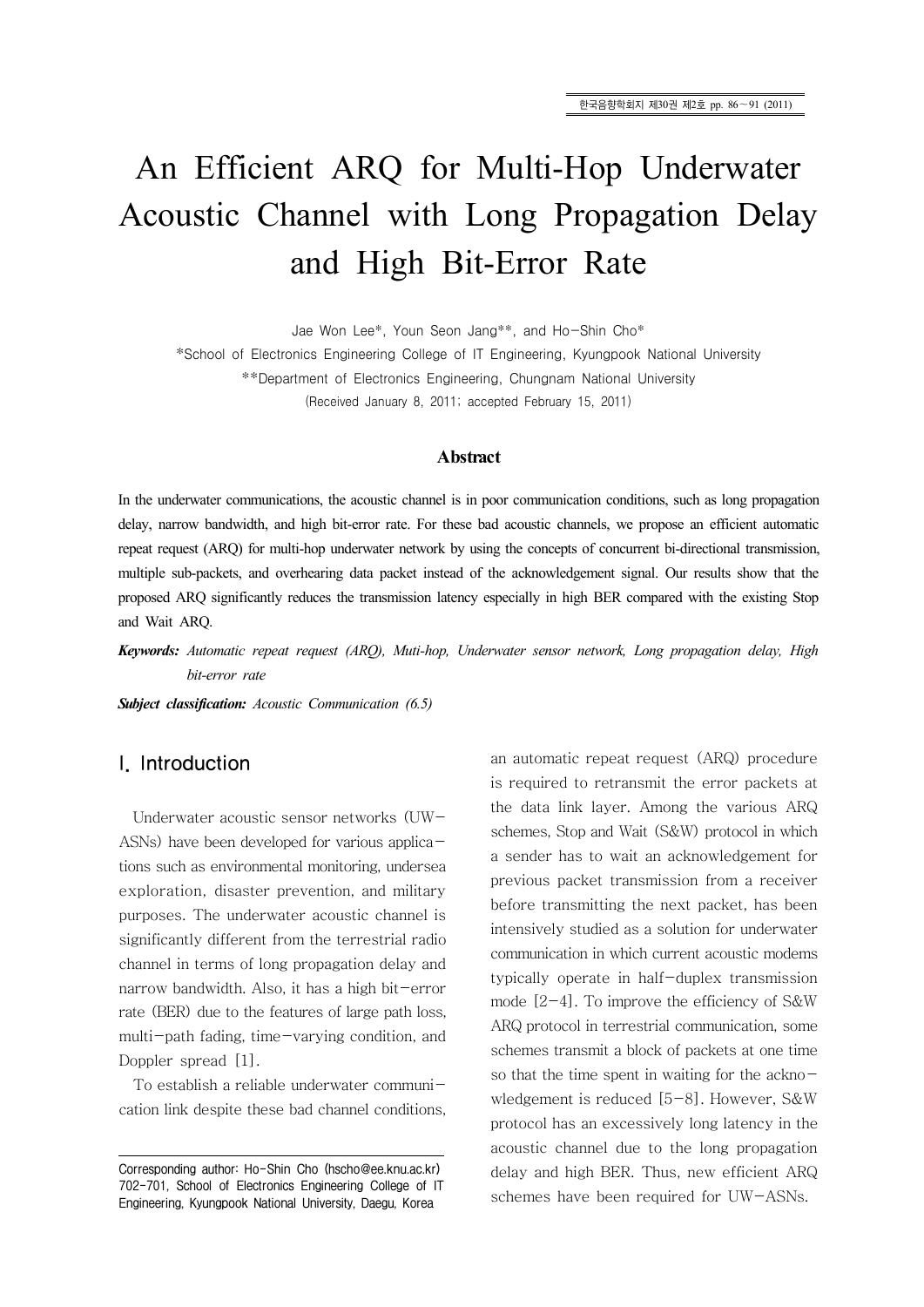# An Efficient ARQ for Multi-Hop Underwater Acoustic Channel with Long Propagation Delay and High Bit-Error Rate

Jae Won Lee*, Youn Seon Jang**, and Ho-Shin Cho*

*School of Electronics Engineering College of IT Engineering, Kyungpook National University

**Department of Electronics Engineering, Chungnam National University

(Received January 8, 2011; accepted February 15, 2011)

### Abstract

In the underwater communications, the acoustic channel is in poor communication conditions, such as long propagation delay, narrow bandwidth, and high bit-error rate. For these bad acoustic channels, we propose an efficient automatic repeat request (ARQ) for multi-hop underwater network by using the concepts of concurrent bi-directional transmission, multiple sub-packets, and overhearing data packet instead of the acknowledgement signal. Our results show that the proposed ARQ significantly reduces the transmission latency especially in high BER compared with the existing Stop and Wait ARQ.

***Keywords:*** *Automatic repeat request (ARQ), Muti-hop, Underwater sensor network, Long propagation delay, High bit-error rate*

***Subject classification:*** *Acoustic Communication (6.5)*

## I. Introduction

Underwater acoustic sensor networks (UW-ASNs) have been developed for various applications such as environmental monitoring, undersea exploration, disaster prevention, and military purposes. The underwater acoustic channel is significantly different from the terrestrial radio channel in terms of long propagation delay and narrow bandwidth. Also, it has a high bit-error rate (BER) due to the features of large path loss, multi-path fading, time-varying condition, and Doppler spread [1].

To establish a reliable underwater communication link despite these bad channel conditions, an automatic repeat request (ARQ) procedure is required to retransmit the error packets at the data link layer. Among the various ARQ schemes, Stop and Wait (S&W) protocol in which a sender has to wait an acknowledgement for previous packet transmission from a receiver before transmitting the next packet, has been intensively studied as a solution for underwater communication in which current acoustic modems typically operate in half-duplex transmission mode [2-4]. To improve the efficiency of S&W ARQ protocol in terrestrial communication, some schemes transmit a block of packets at one time so that the time spent in waiting for the acknowledgement is reduced [5-8]. However, S&W protocol has an excessively long latency in the acoustic channel due to the long propagation delay and high BER. Thus, new efficient ARQ schemes have been required for UW-ASNs.

Corresponding author: Ho-Shin Cho (hscho@ee.knu.ac.kr)
702-701, School of Electronics Engineering College of IT Engineering, Kyungpook National University, Daegu, Korea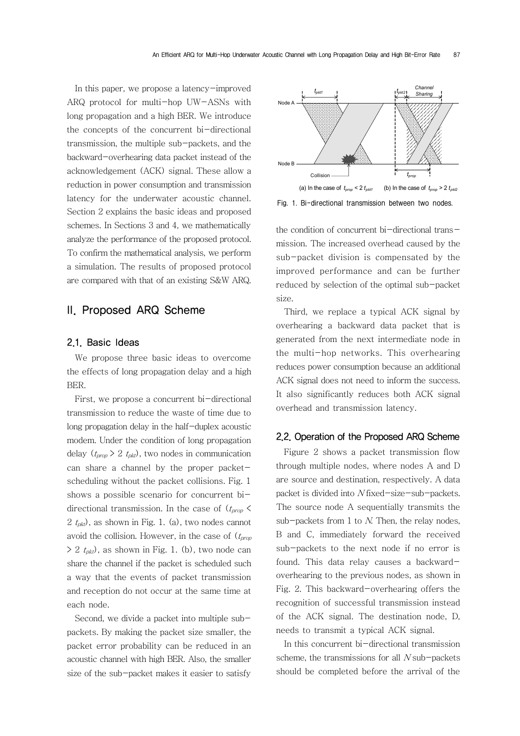In this paper, we propose a latency-improved ARQ protocol for multi-hop UW-ASNs with long propagation and a high BER. We introduce the concepts of the concurrent bi-directional transmission, the multiple sub-packets, and the backward-overhearing data packet instead of the acknowledgement (ACK) signal. These allow a reduction in power consumption and transmission latency for the underwater acoustic channel. Section 2 explains the basic ideas and proposed schemes. In Sections 3 and 4, we mathematically analyze the performance of the proposed protocol. To confirm the mathematical analysis, we perform a simulation. The results of proposed protocol are compared with that of an existing S&W ARQ.

## II. Proposed ARQ Scheme

### 2.1. Basic Ideas

We propose three basic ideas to overcome the effects of long propagation delay and a high BER.

First, we propose a concurrent bi-directional transmission to reduce the waste of time due to long propagation delay in the half-duplex acoustic modem. Under the condition of long propagation delay ($t_{prop} > 2\ t_{pkt}$), two nodes in communication can share a channel by the proper packet-scheduling without the packet collisions. Fig. 1 shows a possible scenario for concurrent bi-directional transmission. In the case of ($t_{prop} < 2\ t_{pkt}$), as shown in Fig. 1. (a), two nodes cannot avoid the collision. However, in the case of ($t_{prop} > 2\ t_{pkt}$), as shown in Fig. 1. (b), two node can share the channel if the packet is scheduled such a way that the events of packet transmission and reception do not occur at the same time at each node.

Second, we divide a packet into multiple sub-packets. By making the packet size smaller, the packet error probability can be reduced in an acoustic channel with high BER. Also, the smaller size of the sub-packet makes it easier to satisfy the condition of concurrent bi-directional transmission. The increased overhead caused by the sub-packet division is compensated by the improved performance and can be further reduced by selection of the optimal sub-packet size.

Third, we replace a typical ACK signal by overhearing a backward data packet that is generated from the next intermediate node in the multi-hop networks. This overhearing reduces power consumption because an additional ACK signal does not need to inform the success. It also significantly reduces both ACK signal overhead and transmission latency.

(a) In the case of $t_{prop} < 2\ t_{pkt1}$ (b) In the case of $t_{prop} > 2\ t_{pkt2}$

Fig. 1. Bi-directional transmission between two nodes.

### 2.2. Operation of the Proposed ARQ Scheme

Figure 2 shows a packet transmission flow through multiple nodes, where nodes A and D are source and destination, respectively. A data packet is divided into $N$ fixed-size-sub-packets. The source node A sequentially transmits the sub-packets from 1 to $N$. Then, the relay nodes, B and C, immediately forward the received sub-packets to the next node if no error is found. This data relay causes a backward-overhearing to the previous nodes, as shown in Fig. 2. This backward-overhearing offers the recognition of successful transmission instead of the ACK signal. The destination node, D, needs to transmit a typical ACK signal.

In this concurrent bi-directional transmission scheme, the transmissions for all $N$ sub-packets should be completed before the arrival of the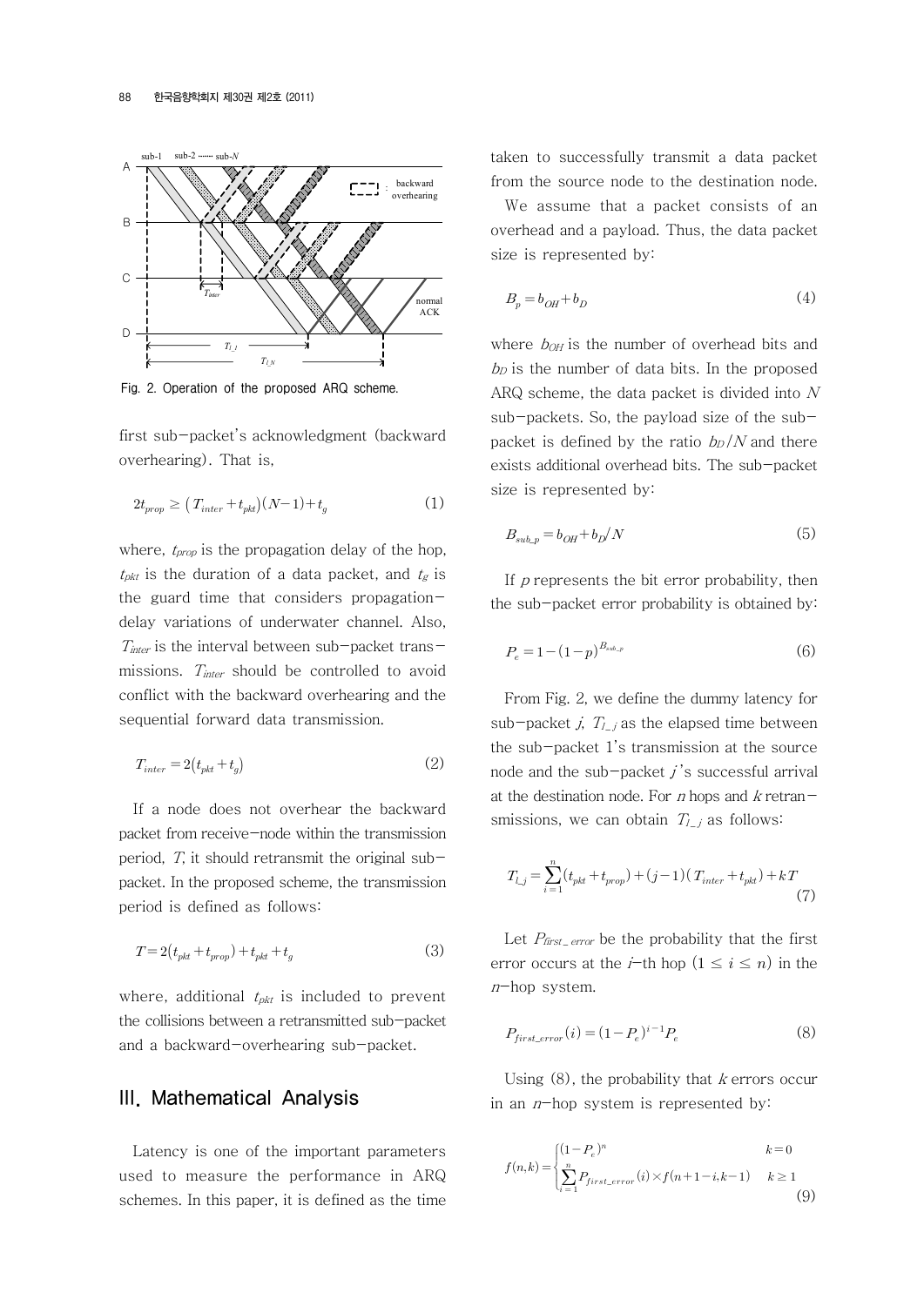Fig. 2. Operation of the proposed ARQ scheme.

first sub−packet's acknowledgment (backward overhearing). That is,

$$2t_{prop} \geq (T_{inter} + t_{pkt})(N-1) + t_g \tag{1}$$

where, $t_{prop}$ is the propagation delay of the hop, $t_{pkt}$ is the duration of a data packet, and $t_g$ is the guard time that considers propagation−delay variations of underwater channel. Also, $T_{inter}$ is the interval between sub−packet trans−missions. $T_{inter}$ should be controlled to avoid conflict with the backward overhearing and the sequential forward data transmission.

$$T_{inter} = 2(t_{pkt} + t_g) \tag{2}$$

If a node does not overhear the backward packet from receive−node within the transmission period, $T$, it should retransmit the original sub−packet. In the proposed scheme, the transmission period is defined as follows:

$$T = 2(t_{pkt} + t_{prop}) + t_{pkt} + t_g \tag{3}$$

where, additional $t_{pkt}$ is included to prevent the collisions between a retransmitted sub−packet and a backward−overhearing sub−packet.

## III. Mathematical Analysis

Latency is one of the important parameters used to measure the performance in ARQ schemes. In this paper, it is defined as the time taken to successfully transmit a data packet from the source node to the destination node.

We assume that a packet consists of an overhead and a payload. Thus, the data packet size is represented by:

$$B_p = b_{OH} + b_D \tag{4}$$

where $b_{OH}$ is the number of overhead bits and $b_D$ is the number of data bits. In the proposed ARQ scheme, the data packet is divided into $N$ sub−packets. So, the payload size of the sub−packet is defined by the ratio $b_D/N$ and there exists additional overhead bits. The sub−packet size is represented by:

$$B_{sub\_p} = b_{OH} + b_D/N \tag{5}$$

If $p$ represents the bit error probability, then the sub−packet error probability is obtained by:

$$P_e = 1 - (1-p)^{B_{sub\_p}} \tag{6}$$

From Fig. 2, we define the dummy latency for sub−packet $j$, $T_{l\_j}$ as the elapsed time between the sub−packet 1's transmission at the source node and the sub−packet $j$'s successful arrival at the destination node. For $n$ hops and $k$ retran−smissions, we can obtain $T_{l\_j}$ as follows:

$$T_{l\_j} = \sum_{i=1}^{n}(t_{pkt} + t_{prop}) + (j-1)(T_{inter} + t_{pkt}) + kT \tag{7}$$

Let $P_{first\_error}$ be the probability that the first error occurs at the $i$−th hop $(1 \leq i \leq n)$ in the $n$−hop system.

$$P_{first\_error}(i) = (1-P_e)^{i-1}P_e \tag{8}$$

Using (8), the probability that $k$ errors occur in an $n$−hop system is represented by:

$$f(n,k) = \begin{cases} (1-P_e)^n & k=0 \\ \sum_{i=1}^{n} P_{first\_error}(i) \times f(n+1-i, k-1) & k \geq 1 \end{cases} \tag{9}$$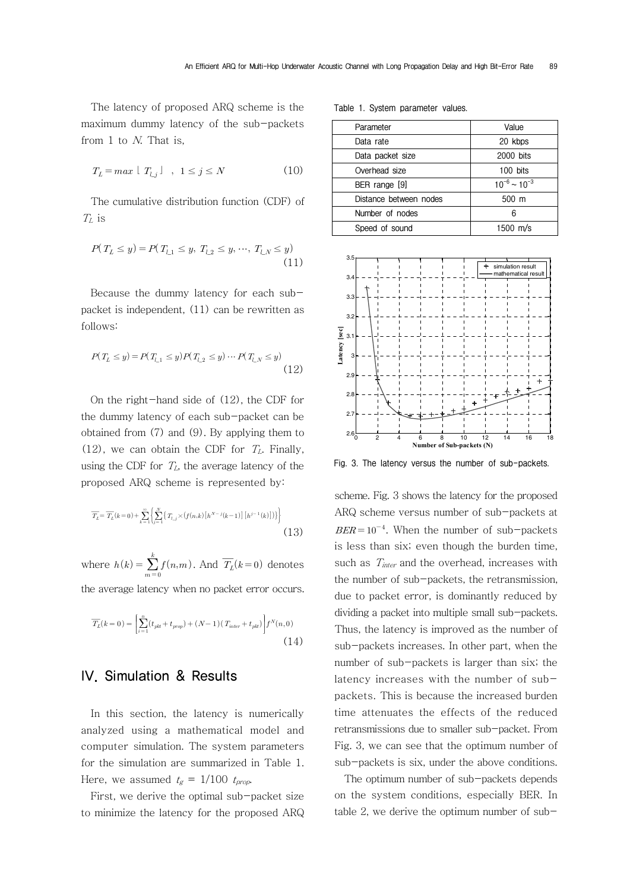The latency of proposed ARQ scheme is the maximum dummy latency of the sub-packets from 1 to $N$. That is,

$$T_L = max \lfloor T_{l\_j} \rfloor \ , \ 1 \le j \le N \tag{10}$$

The cumulative distribution function (CDF) of $T_L$ is

$$P(T_L \le y) = P(T_{l\_1} \le y, T_{l\_2} \le y, \cdots, T_{l\_N} \le y) \tag{11}$$

Because the dummy latency for each sub-packet is independent, (11) can be rewritten as follows:

$$P(T_L \le y) = P(T_{l\_1} \le y)P(T_{l\_2} \le y) \cdots P(T_{l\_N} \le y) \tag{12}$$

On the right-hand side of (12), the CDF for the dummy latency of each sub-packet can be obtained from (7) and (9). By applying them to (12), we can obtain the CDF for $T_L$. Finally, using the CDF for $T_L$, the average latency of the proposed ARQ scheme is represented by:

$$\overline{T_L} = \overline{T_L}(k=0) + \sum_{k=1}^{\infty}\left\{\sum_{j=1}^{N}\left(T_{l\_j} \times (f(n,k)[h^{N-j}(k-1)][h^{j-1}(k)])\right)\right\} \tag{13}$$

where $h(k) = \sum_{m=0}^{k} f(n,m)$. And $\overline{T_L}(k=0)$ denotes the average latency when no packet error occurs.

$$\overline{T_L}(k=0) = \left[\sum_{i=1}^{n}(t_{pkt} + t_{prop}) + (N-1)(T_{inter} + t_{pkt})\right] f^N(n,0) \tag{14}$$

## IV. Simulation & Results

In this section, the latency is numerically analyzed using a mathematical model and computer simulation. The system parameters for the simulation are summarized in Table 1. Here, we assumed $t_g$ = 1/100 $t_{prop}$.

First, we derive the optimal sub-packet size to minimize the latency for the proposed ARQ scheme. Fig. 3 shows the latency for the proposed ARQ scheme versus number of sub-packets at $BER = 10^{-4}$. When the number of sub-packets is less than six; even though the burden time, such as $T_{inter}$ and the overhead, increases with the number of sub-packets, the retransmission, due to packet error, is dominantly reduced by dividing a packet into multiple small sub-packets. Thus, the latency is improved as the number of sub-packets increases. In other part, when the number of sub-packets is larger than six; the latency increases with the number of sub-packets. This is because the increased burden time attenuates the effects of the reduced retransmissions due to smaller sub-packet. From Fig. 3, we can see that the optimum number of sub-packets is six, under the above conditions.

The optimum number of sub-packets depends on the system conditions, especially BER. In table 2, we derive the optimum number of sub-

Table 1. System parameter values.

| Parameter | Value |
|---|---|
| Data rate | 20 kbps |
| Data packet size | 2000 bits |
| Overhead size | 100 bits |
| BER range [9] | $10^{-6} \sim 10^{-3}$ |
| Distance between nodes | 500 m |
| Number of nodes | 6 |
| Speed of sound | 1500 m/s |

Fig. 3. The latency versus the number of sub-packets.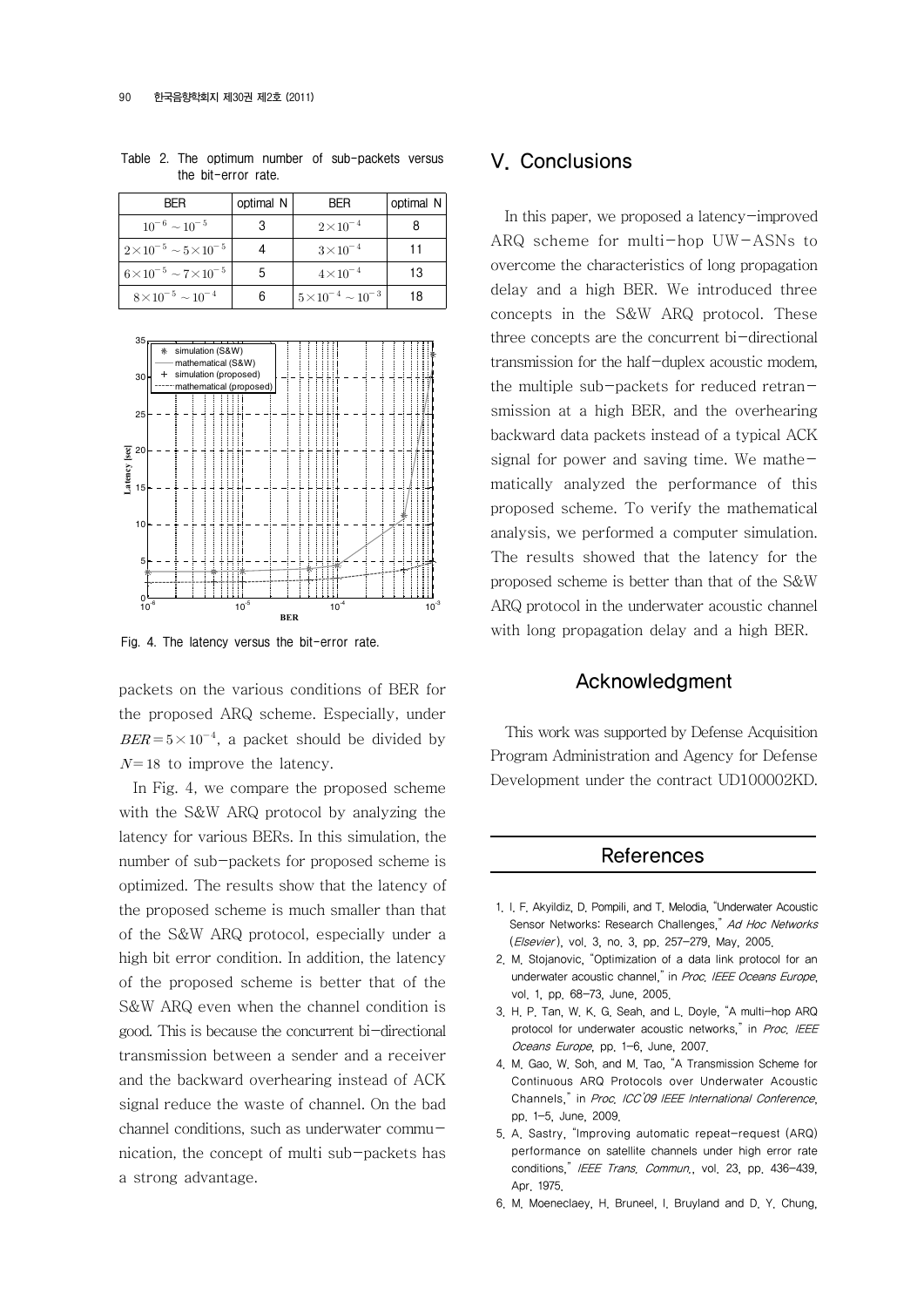Table 2. The optimum number of sub-packets versus the bit-error rate.

| BER | optimal N | BER | optimal N |
|---|---|---|---|
| $10^{-6} \sim 10^{-5}$ | 3 | $2\times10^{-4}$ | 8 |
| $2\times10^{-5} \sim 5\times10^{-5}$ | 4 | $3\times10^{-4}$ | 11 |
| $6\times10^{-5} \sim 7\times10^{-5}$ | 5 | $4\times10^{-4}$ | 13 |
| $8\times10^{-5} \sim 10^{-4}$ | 6 | $5\times10^{-4} \sim 10^{-3}$ | 18 |

Fig. 4. The latency versus the bit-error rate.

packets on the various conditions of BER for the proposed ARQ scheme. Especially, under $BER = 5\times10^{-4}$, a packet should be divided by $N=18$ to improve the latency.

In Fig. 4, we compare the proposed scheme with the S&W ARQ protocol by analyzing the latency for various BERs. In this simulation, the number of sub-packets for proposed scheme is optimized. The results show that the latency of the proposed scheme is much smaller than that of the S&W ARQ protocol, especially under a high bit error condition. In addition, the latency of the proposed scheme is better that of the S&W ARQ even when the channel condition is good. This is because the concurrent bi-directional transmission between a sender and a receiver and the backward overhearing instead of ACK signal reduce the waste of channel. On the bad channel conditions, such as underwater communication, the concept of multi sub-packets has a strong advantage.

## V. Conclusions

In this paper, we proposed a latency-improved ARQ scheme for multi-hop UW-ASNs to overcome the characteristics of long propagation delay and a high BER. We introduced three concepts in the S&W ARQ protocol. These three concepts are the concurrent bi-directional transmission for the half-duplex acoustic modem, the multiple sub-packets for reduced retransmission at a high BER, and the overhearing backward data packets instead of a typical ACK signal for power and saving time. We mathematically analyzed the performance of this proposed scheme. To verify the mathematical analysis, we performed a computer simulation. The results showed that the latency for the proposed scheme is better than that of the S&W ARQ protocol in the underwater acoustic channel with long propagation delay and a high BER.

## Acknowledgment

This work was supported by Defense Acquisition Program Administration and Agency for Defense Development under the contract UD100002KD.

## References

1. I. F. Akyildiz, D. Pompili, and T. Melodia, "Underwater Acoustic Sensor Networks: Research Challenges," *Ad Hoc Networks* (*Elsevier*), vol. 3, no. 3, pp. 257-279, May, 2005.
2. M. Stojanovic, "Optimization of a data link protocol for an underwater acoustic channel," in *Proc. IEEE Oceans Europe*, vol. 1, pp. 68-73, June, 2005.
3. H. P. Tan, W. K. G. Seah, and L. Doyle, "A multi-hop ARQ protocol for underwater acoustic networks," in *Proc. IEEE Oceans Europe*, pp. 1-6, June, 2007.
4. M. Gao, W. Soh, and M. Tao, "A Transmission Scheme for Continuous ARQ Protocols over Underwater Acoustic Channels," in *Proc. ICC'09 IEEE International Conference*, pp. 1-5, June, 2009.
5. A. Sastry, "Improving automatic repeat-request (ARQ) performance on satellite channels under high error rate conditions," *IEEE Trans. Commun.*, vol. 23, pp. 436-439, Apr. 1975.
6. M. Moeneclaey, H. Bruneel, I. Bruyland and D. Y. Chung,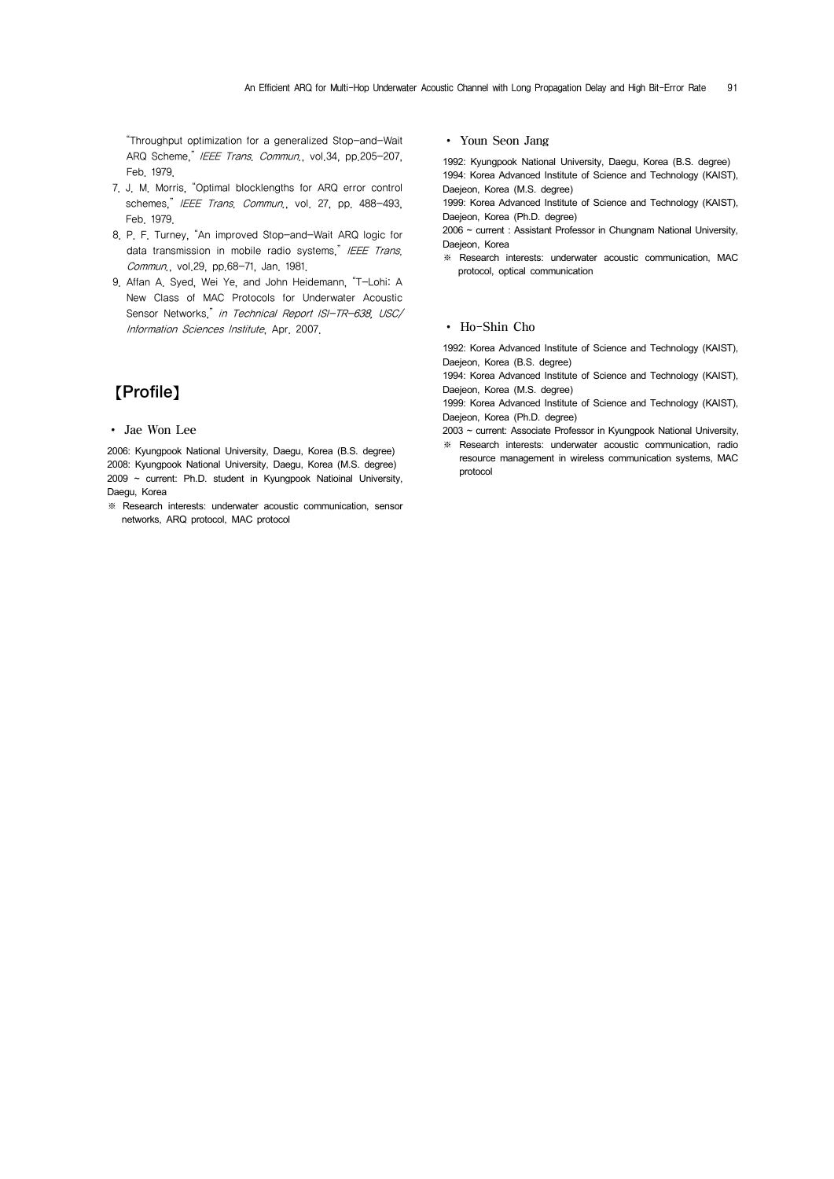"Throughput optimization for a generalized Stop-and-Wait ARQ Scheme," *IEEE Trans. Commun.*, vol.34, pp.205-207, Feb. 1979.

7. J. M. Morris, "Optimal blocklengths for ARQ error control schemes," *IEEE Trans. Commun.*, vol. 27, pp. 488-493, Feb. 1979.
8. P. F. Turney, "An improved Stop-and-Wait ARQ logic for data transmission in mobile radio systems," *IEEE Trans. Commun.*, vol.29, pp.68-71, Jan. 1981.
9. Affan A. Syed, Wei Ye, and John Heidemann, "T-Lohi: A New Class of MAC Protocols for Underwater Acoustic Sensor Networks," *in Technical Report ISI-TR-638, USC/Information Sciences Institute*, Apr. 2007.

## 【Profile】

- Jae Won Lee

2006: Kyungpook National University, Daegu, Korea (B.S. degree)
2008: Kyungpook National University, Daegu, Korea (M.S. degree)
2009 ~ current: Ph.D. student in Kyungpook Natioinal University, Daegu, Korea
※ Research interests: underwater acoustic communication, sensor networks, ARQ protocol, MAC protocol

- Youn Seon Jang

1992: Kyungpook National University, Daegu, Korea (B.S. degree)
1994: Korea Advanced Institute of Science and Technology (KAIST), Daejeon, Korea (M.S. degree)
1999: Korea Advanced Institute of Science and Technology (KAIST), Daejeon, Korea (Ph.D. degree)
2006 ~ current : Assistant Professor in Chungnam National University, Daejeon, Korea
※ Research interests: underwater acoustic communication, MAC protocol, optical communication

- Ho-Shin Cho

1992: Korea Advanced Institute of Science and Technology (KAIST), Daejeon, Korea (B.S. degree)
1994: Korea Advanced Institute of Science and Technology (KAIST), Daejeon, Korea (M.S. degree)
1999: Korea Advanced Institute of Science and Technology (KAIST), Daejeon, Korea (Ph.D. degree)
2003 ~ current: Associate Professor in Kyungpook National University,
※ Research interests: underwater acoustic communication, radio resource management in wireless communication systems, MAC protocol